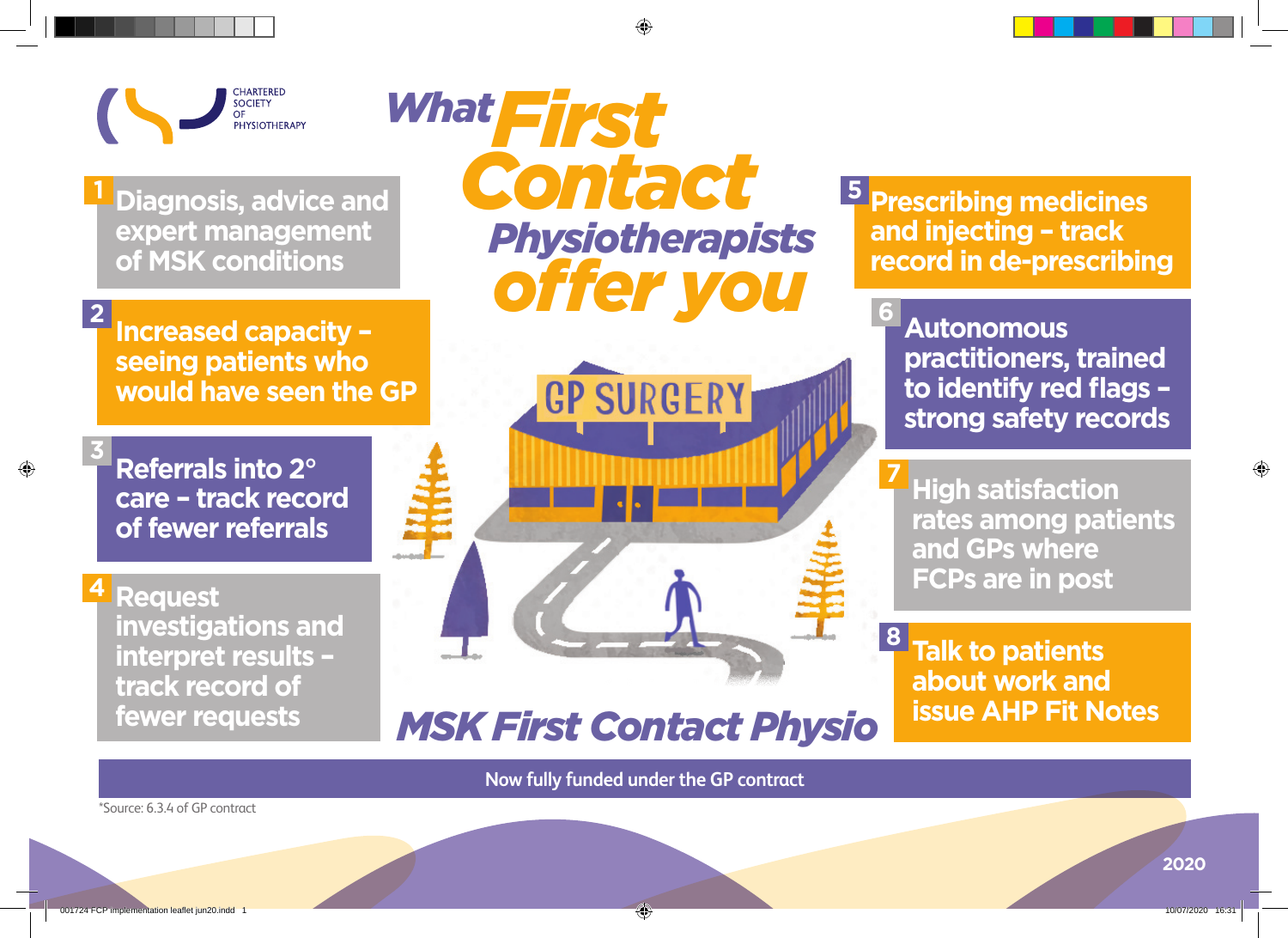CHARTERED SOCIETY OF PHYSIOTHERAPY

# What First Contact Physiotherapists offer you

**1** Diagnosis, advice and expert management of MSK conditions

**2** Increased capacity – seeing patients who would have seen the GP

**3** Referrals into 2° care – track record of fewer referrals

**4** Request investigations and interpret results – track record of fewer requests

**5** Prescribing medicines and injecting – track record in de-prescribing

**6** Autonomous practitioners, trained to identify red flags – strong safety records

**7** High satisfaction rates among patients and GPs where FCPs are in post

**8** Talk to patients about work and issue AHP Fit Notes

GP SURGERY

## MSK First Contact Physio

Now fully funded under the GP contract

*Source: 6.3.4 of GP contract

2020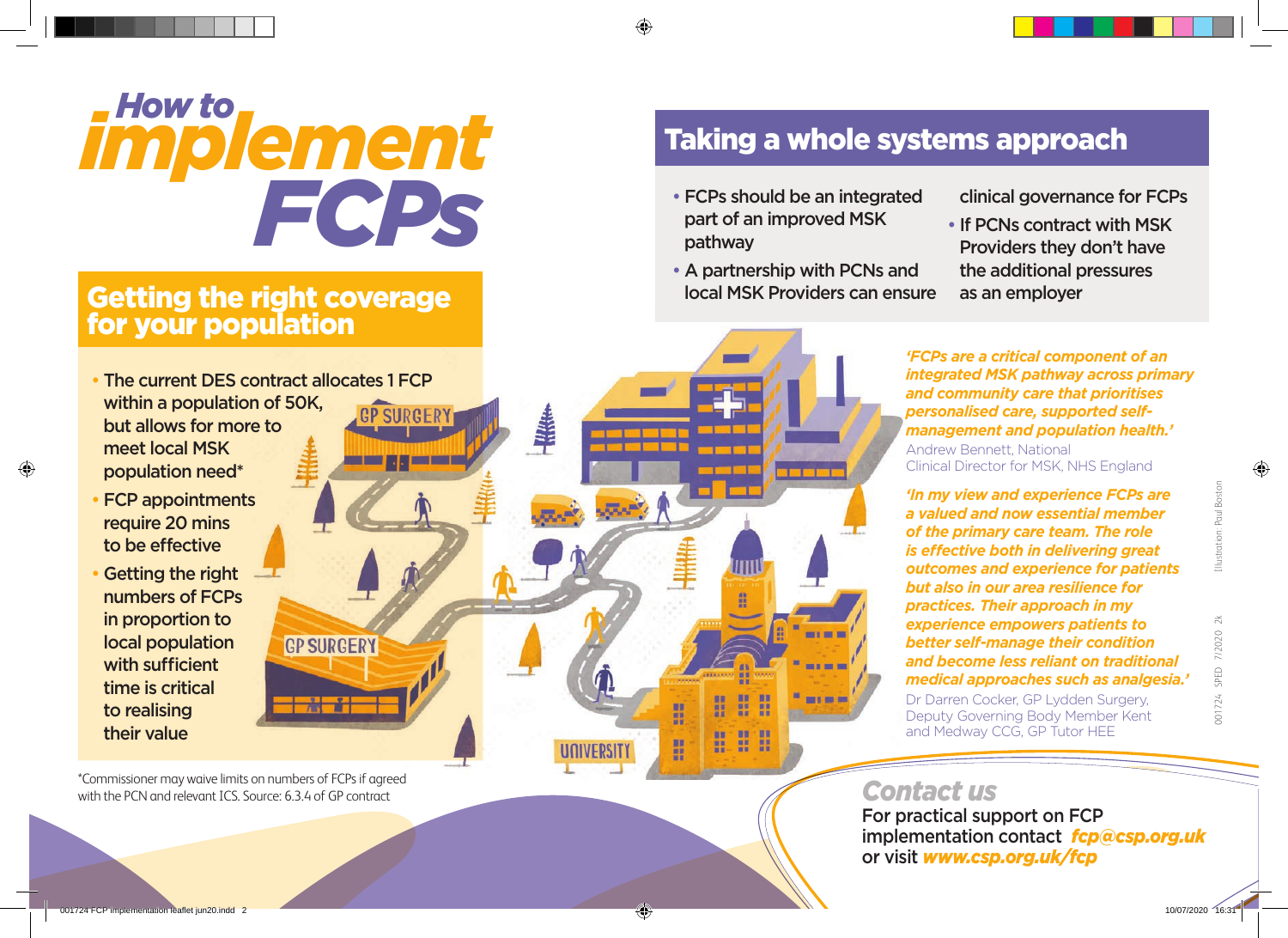# How to *implement* FCPs

## Getting the right coverage for your population

- The current DES contract allocates 1 FCP within a population of 50K, but allows for more to meet local MSK population need*
- FCP appointments require 20 mins to be effective
- Getting the right numbers of FCPs in proportion to local population with sufficient time is critical to realising their value

*Commissioner may waive limits on numbers of FCPs if agreed with the PCN and relevant ICS. Source: 6.3.4 of GP contract

## Taking a whole systems approach

- FCPs should be an integrated part of an improved MSK pathway
- A partnership with PCNs and local MSK Providers can ensure clinical governance for FCPs
- If PCNs contract with MSK Providers they don't have the additional pressures as an employer

***'FCPs are a critical component of an integrated MSK pathway across primary and community care that prioritises personalised care, supported self-management and population health.'***

Andrew Bennett, National Clinical Director for MSK, NHS England

***'In my view and experience FCPs are a valued and now essential member of the primary care team. The role is effective both in delivering great outcomes and experience for patients but also in our area resilience for practices. Their approach in my experience empowers patients to better self-manage their condition and become less reliant on traditional medical approaches such as analgesia.'***

Dr Darren Cocker, GP Lydden Surgery, Deputy Governing Body Member Kent and Medway CCG, GP Tutor HEE

## *Contact us*

For practical support on FCP implementation contact ***fcp@csp.org.uk*** or visit ***www.csp.org.uk/fcp***

Illustration: Paul Boston

001724 SPED 7/2020 2k